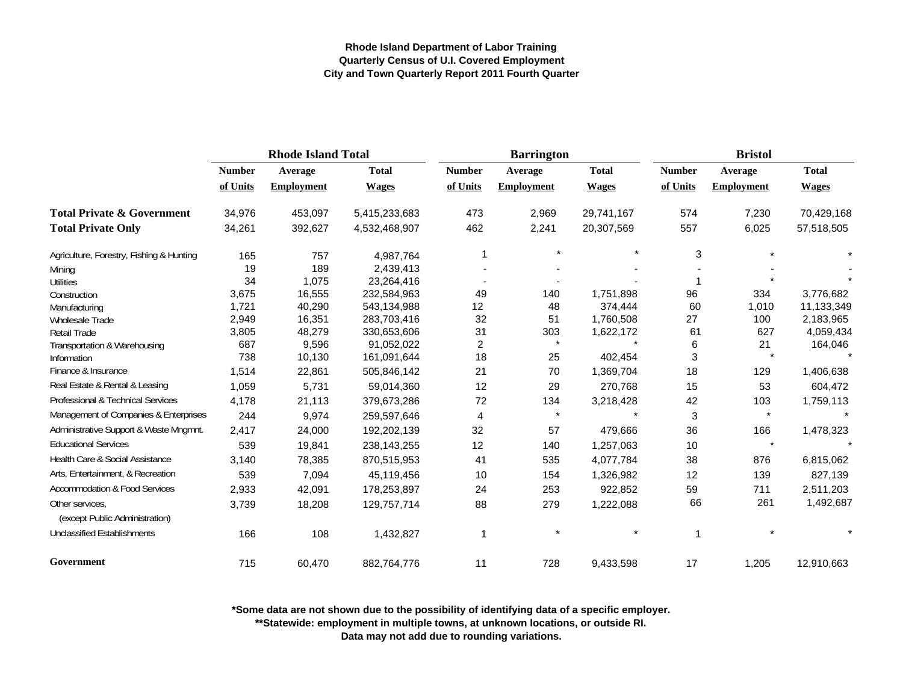**Rhode Island Department of Labor Training**
**Quarterly Census of U.I. Covered Employment**
**City and Town Quarterly Report 2011 Fourth Quarter**

| | Rhode Island Total | | | Barrington | | | Bristol | | |
|---|---|---|---|---|---|---|---|---|---|
| | Number of Units | Average Employment | Total Wages | Number of Units | Average Employment | Total Wages | Number of Units | Average Employment | Total Wages |
| **Total Private & Government** | 34,976 | 453,097 | 5,415,233,683 | 473 | 2,969 | 29,741,167 | 574 | 7,230 | 70,429,168 |
| **Total Private Only** | 34,261 | 392,627 | 4,532,468,907 | 462 | 2,241 | 20,307,569 | 557 | 6,025 | 57,518,505 |
| Agriculture, Forestry, Fishing & Hunting | 165 | 757 | 4,987,764 | 1 | * | * | 3 | * | * |
| Mining | 19 | 189 | 2,439,413 | - | - | - | - | - | - |
| Utilities | 34 | 1,075 | 23,264,416 | - | - | - | 1 | * | * |
| Construction | 3,675 | 16,555 | 232,584,963 | 49 | 140 | 1,751,898 | 96 | 334 | 3,776,682 |
| Manufacturing | 1,721 | 40,290 | 543,134,988 | 12 | 48 | 374,444 | 60 | 1,010 | 11,133,349 |
| Wholesale Trade | 2,949 | 16,351 | 283,703,416 | 32 | 51 | 1,760,508 | 27 | 100 | 2,183,965 |
| Retail Trade | 3,805 | 48,279 | 330,653,606 | 31 | 303 | 1,622,172 | 61 | 627 | 4,059,434 |
| Transportation & Warehousing | 687 | 9,596 | 91,052,022 | 2 | * | * | 6 | 21 | 164,046 |
| Information | 738 | 10,130 | 161,091,644 | 18 | 25 | 402,454 | 3 | * | * |
| Finance & Insurance | 1,514 | 22,861 | 505,846,142 | 21 | 70 | 1,369,704 | 18 | 129 | 1,406,638 |
| Real Estate & Rental & Leasing | 1,059 | 5,731 | 59,014,360 | 12 | 29 | 270,768 | 15 | 53 | 604,472 |
| Professional & Technical Services | 4,178 | 21,113 | 379,673,286 | 72 | 134 | 3,218,428 | 42 | 103 | 1,759,113 |
| Management of Companies & Enterprises | 244 | 9,974 | 259,597,646 | 4 | * | * | 3 | * | * |
| Administrative Support & Waste Mngmnt. | 2,417 | 24,000 | 192,202,139 | 32 | 57 | 479,666 | 36 | 166 | 1,478,323 |
| Educational Services | 539 | 19,841 | 238,143,255 | 12 | 140 | 1,257,063 | 10 | * | * |
| Health Care & Social Assistance | 3,140 | 78,385 | 870,515,953 | 41 | 535 | 4,077,784 | 38 | 876 | 6,815,062 |
| Arts, Entertainment, & Recreation | 539 | 7,094 | 45,119,456 | 10 | 154 | 1,326,982 | 12 | 139 | 827,139 |
| Accommodation & Food Services | 2,933 | 42,091 | 178,253,897 | 24 | 253 | 922,852 | 59 | 711 | 2,511,203 |
| Other services, (except Public Administration) | 3,739 | 18,208 | 129,757,714 | 88 | 279 | 1,222,088 | 66 | 261 | 1,492,687 |
| Unclassified Establishments | 166 | 108 | 1,432,827 | 1 | * | * | 1 | * | * |
| **Government** | 715 | 60,470 | 882,764,776 | 11 | 728 | 9,433,598 | 17 | 1,205 | 12,910,663 |

**\*Some data are not shown due to the possibility of identifying data of a specific employer.**
**\*\*Statewide: employment in multiple towns, at unknown locations, or outside RI.**
**Data may not add due to rounding variations.**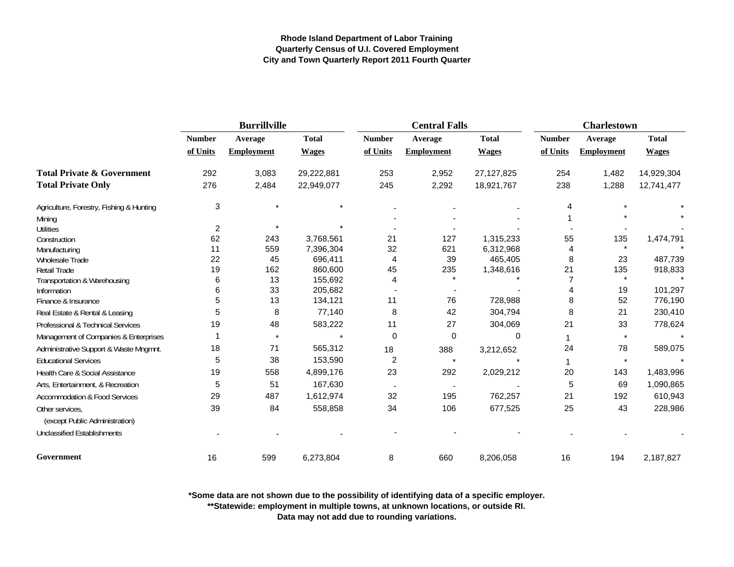**Rhode Island Department of Labor Training**
**Quarterly Census of U.I. Covered Employment**
**City and Town Quarterly Report 2011 Fourth Quarter**

| | Burrillville | | | Central Falls | | | Charlestown | | |
|---|---|---|---|---|---|---|---|---|---|
| | Number of Units | Average Employment | Total Wages | Number of Units | Average Employment | Total Wages | Number of Units | Average Employment | Total Wages |
| **Total Private & Government** | 292 | 3,083 | 29,222,881 | 253 | 2,952 | 27,127,825 | 254 | 1,482 | 14,929,304 |
| **Total Private Only** | 276 | 2,484 | 22,949,077 | 245 | 2,292 | 18,921,767 | 238 | 1,288 | 12,741,477 |
| Agriculture, Forestry, Fishing & Hunting | 3 | * | * | - | - | - | 4 | * | * |
| Mining | | | | - | - | - | 1 | * | * |
| Utilities | 2 | * | * | - | - | - | - | - | - |
| Construction | 62 | 243 | 3,768,561 | 21 | 127 | 1,315,233 | 55 | 135 | 1,474,791 |
| Manufacturing | 11 | 559 | 7,396,304 | 32 | 621 | 6,312,968 | 4 | * | * |
| Wholesale Trade | 22 | 45 | 696,411 | 4 | 39 | 465,405 | 8 | 23 | 487,739 |
| Retail Trade | 19 | 162 | 860,600 | 45 | 235 | 1,348,616 | 21 | 135 | 918,833 |
| Transportation & Warehousing | 6 | 13 | 155,692 | 4 | * | * | 7 | * | * |
| Information | 6 | 33 | 205,682 | - | - | - | 4 | 19 | 101,297 |
| Finance & Insurance | 5 | 13 | 134,121 | 11 | 76 | 728,988 | 8 | 52 | 776,190 |
| Real Estate & Rental & Leasing | 5 | 8 | 77,140 | 8 | 42 | 304,794 | 8 | 21 | 230,410 |
| Professional & Technical Services | 19 | 48 | 583,222 | 11 | 27 | 304,069 | 21 | 33 | 778,624 |
| Management of Companies & Enterprises | 1 | * | * | 0 | 0 | 0 | 1 | * | * |
| Administrative Support & Waste Mngmnt. | 18 | 71 | 565,312 | 18 | 388 | 3,212,652 | 24 | 78 | 589,075 |
| Educational Services | 5 | 38 | 153,590 | 2 | * | * | 1 | * | * |
| Health Care & Social Assistance | 19 | 558 | 4,899,176 | 23 | 292 | 2,029,212 | 20 | 143 | 1,483,996 |
| Arts, Entertainment, & Recreation | 5 | 51 | 167,630 | - | - | - | 5 | 69 | 1,090,865 |
| Accommodation & Food Services | 29 | 487 | 1,612,974 | 32 | 195 | 762,257 | 21 | 192 | 610,943 |
| Other services, (except Public Administration) | 39 | 84 | 558,858 | 34 | 106 | 677,525 | 25 | 43 | 228,986 |
| Unclassified Establishments | - | - | - | - | - | - | - | - | - |
| **Government** | 16 | 599 | 6,273,804 | 8 | 660 | 8,206,058 | 16 | 194 | 2,187,827 |

**\*Some data are not shown due to the possibility of identifying data of a specific employer.**
**\*\*Statewide: employment in multiple towns, at unknown locations, or outside RI.**
**Data may not add due to rounding variations.**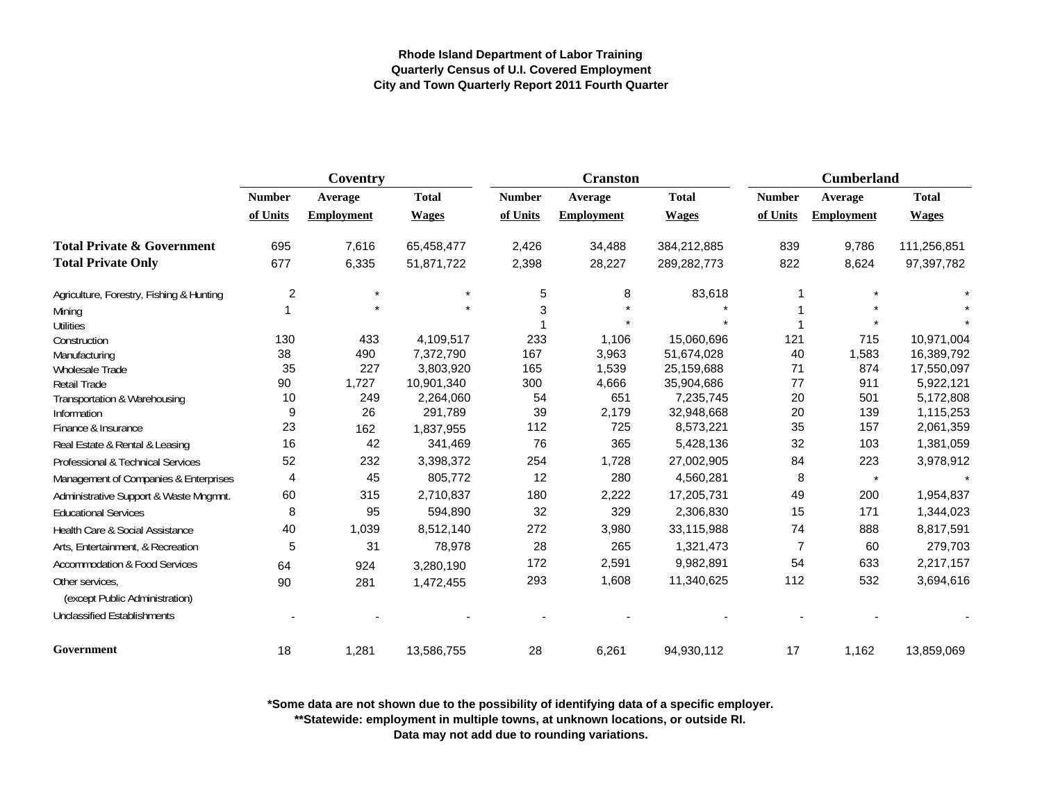**Rhode Island Department of Labor Training**
**Quarterly Census of U.I. Covered Employment**
**City and Town Quarterly Report 2011 Fourth Quarter**

| | Coventry | | | Cranston | | | Cumberland | | |
|---|---|---|---|---|---|---|---|---|---|
| | Number of Units | Average Employment | Total Wages | Number of Units | Average Employment | Total Wages | Number of Units | Average Employment | Total Wages |
| **Total Private & Government** | 695 | 7,616 | 65,458,477 | 2,426 | 34,488 | 384,212,885 | 839 | 9,786 | 111,256,851 |
| **Total Private Only** | 677 | 6,335 | 51,871,722 | 2,398 | 28,227 | 289,282,773 | 822 | 8,624 | 97,397,782 |
| Agriculture, Forestry, Fishing & Hunting | 2 | * | * | 5 | 8 | 83,618 | 1 | * | * |
| Mining | 1 | * | * | 3 | * | * | 1 | * | * |
| Utilities | | | | 1 | * | * | 1 | * | * |
| Construction | 130 | 433 | 4,109,517 | 233 | 1,106 | 15,060,696 | 121 | 715 | 10,971,004 |
| Manufacturing | 38 | 490 | 7,372,790 | 167 | 3,963 | 51,674,028 | 40 | 1,583 | 16,389,792 |
| Wholesale Trade | 35 | 227 | 3,803,920 | 165 | 1,539 | 25,159,688 | 71 | 874 | 17,550,097 |
| Retail Trade | 90 | 1,727 | 10,901,340 | 300 | 4,666 | 35,904,686 | 77 | 911 | 5,922,121 |
| Transportation & Warehousing | 10 | 249 | 2,264,060 | 54 | 651 | 7,235,745 | 20 | 501 | 5,172,808 |
| Information | 9 | 26 | 291,789 | 39 | 2,179 | 32,948,668 | 20 | 139 | 1,115,253 |
| Finance & Insurance | 23 | 162 | 1,837,955 | 112 | 725 | 8,573,221 | 35 | 157 | 2,061,359 |
| Real Estate & Rental & Leasing | 16 | 42 | 341,469 | 76 | 365 | 5,428,136 | 32 | 103 | 1,381,059 |
| Professional & Technical Services | 52 | 232 | 3,398,372 | 254 | 1,728 | 27,002,905 | 84 | 223 | 3,978,912 |
| Management of Companies & Enterprises | 4 | 45 | 805,772 | 12 | 280 | 4,560,281 | 8 | * | * |
| Administrative Support & Waste Mngmnt. | 60 | 315 | 2,710,837 | 180 | 2,222 | 17,205,731 | 49 | 200 | 1,954,837 |
| Educational Services | 8 | 95 | 594,890 | 32 | 329 | 2,306,830 | 15 | 171 | 1,344,023 |
| Health Care & Social Assistance | 40 | 1,039 | 8,512,140 | 272 | 3,980 | 33,115,988 | 74 | 888 | 8,817,591 |
| Arts, Entertainment, & Recreation | 5 | 31 | 78,978 | 28 | 265 | 1,321,473 | 7 | 60 | 279,703 |
| Accommodation & Food Services | 64 | 924 | 3,280,190 | 172 | 2,591 | 9,982,891 | 54 | 633 | 2,217,157 |
| Other services, (except Public Administration) | 90 | 281 | 1,472,455 | 293 | 1,608 | 11,340,625 | 112 | 532 | 3,694,616 |
| Unclassified Establishments | - | - | - | - | - | - | - | - | - |
| **Government** | 18 | 1,281 | 13,586,755 | 28 | 6,261 | 94,930,112 | 17 | 1,162 | 13,859,069 |

**\*Some data are not shown due to the possibility of identifying data of a specific employer.**
**\*\*Statewide: employment in multiple towns, at unknown locations, or outside RI.**
**Data may not add due to rounding variations.**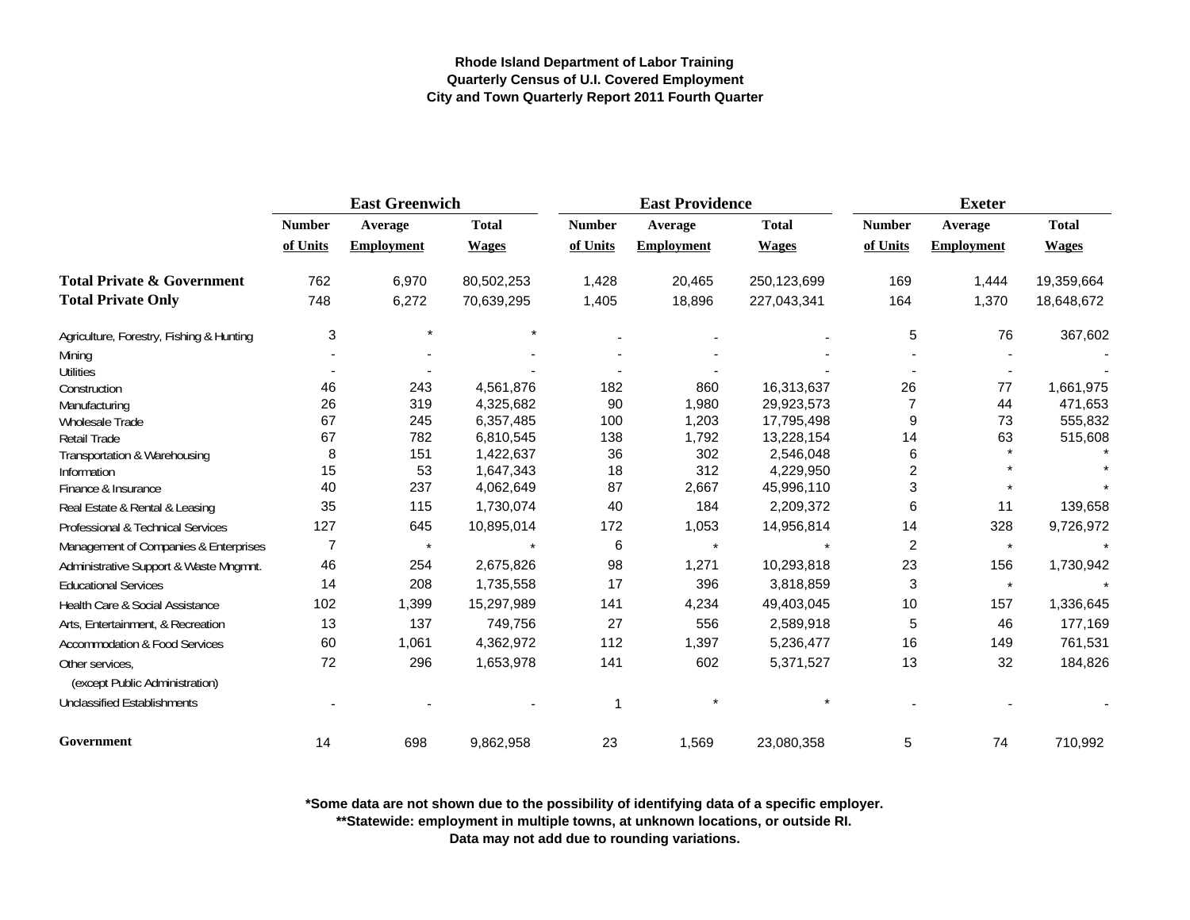**Rhode Island Department of Labor Training**
**Quarterly Census of U.I. Covered Employment**
**City and Town Quarterly Report 2011 Fourth Quarter**

| | East Greenwich | | | East Providence | | | Exeter | | |
|---|---|---|---|---|---|---|---|---|---|
| | Number of Units | Average Employment | Total Wages | Number of Units | Average Employment | Total Wages | Number of Units | Average Employment | Total Wages |
| **Total Private & Government** | 762 | 6,970 | 80,502,253 | 1,428 | 20,465 | 250,123,699 | 169 | 1,444 | 19,359,664 |
| **Total Private Only** | 748 | 6,272 | 70,639,295 | 1,405 | 18,896 | 227,043,341 | 164 | 1,370 | 18,648,672 |
| Agriculture, Forestry, Fishing & Hunting | 3 | * | * | - | - | - | 5 | 76 | 367,602 |
| Mining | - | - | - | - | - | - | - | - | - |
| Utilities | - | - | - | - | - | - | - | - | - |
| Construction | 46 | 243 | 4,561,876 | 182 | 860 | 16,313,637 | 26 | 77 | 1,661,975 |
| Manufacturing | 26 | 319 | 4,325,682 | 90 | 1,980 | 29,923,573 | 7 | 44 | 471,653 |
| Wholesale Trade | 67 | 245 | 6,357,485 | 100 | 1,203 | 17,795,498 | 9 | 73 | 555,832 |
| Retail Trade | 67 | 782 | 6,810,545 | 138 | 1,792 | 13,228,154 | 14 | 63 | 515,608 |
| Transportation & Warehousing | 8 | 151 | 1,422,637 | 36 | 302 | 2,546,048 | 6 | * | * |
| Information | 15 | 53 | 1,647,343 | 18 | 312 | 4,229,950 | 2 | * | * |
| Finance & Insurance | 40 | 237 | 4,062,649 | 87 | 2,667 | 45,996,110 | 3 | * | * |
| Real Estate & Rental & Leasing | 35 | 115 | 1,730,074 | 40 | 184 | 2,209,372 | 6 | 11 | 139,658 |
| Professional & Technical Services | 127 | 645 | 10,895,014 | 172 | 1,053 | 14,956,814 | 14 | 328 | 9,726,972 |
| Management of Companies & Enterprises | 7 | * | * | 6 | * | * | 2 | * | * |
| Administrative Support & Waste Mngmnt. | 46 | 254 | 2,675,826 | 98 | 1,271 | 10,293,818 | 23 | 156 | 1,730,942 |
| Educational Services | 14 | 208 | 1,735,558 | 17 | 396 | 3,818,859 | 3 | * | * |
| Health Care & Social Assistance | 102 | 1,399 | 15,297,989 | 141 | 4,234 | 49,403,045 | 10 | 157 | 1,336,645 |
| Arts, Entertainment, & Recreation | 13 | 137 | 749,756 | 27 | 556 | 2,589,918 | 5 | 46 | 177,169 |
| Accommodation & Food Services | 60 | 1,061 | 4,362,972 | 112 | 1,397 | 5,236,477 | 16 | 149 | 761,531 |
| Other services, (except Public Administration) | 72 | 296 | 1,653,978 | 141 | 602 | 5,371,527 | 13 | 32 | 184,826 |
| Unclassified Establishments | - | - | - | 1 | * | * | - | - | - |
| **Government** | 14 | 698 | 9,862,958 | 23 | 1,569 | 23,080,358 | 5 | 74 | 710,992 |

**\*Some data are not shown due to the possibility of identifying data of a specific employer.**
**\*\*Statewide: employment in multiple towns, at unknown locations, or outside RI.**
**Data may not add due to rounding variations.**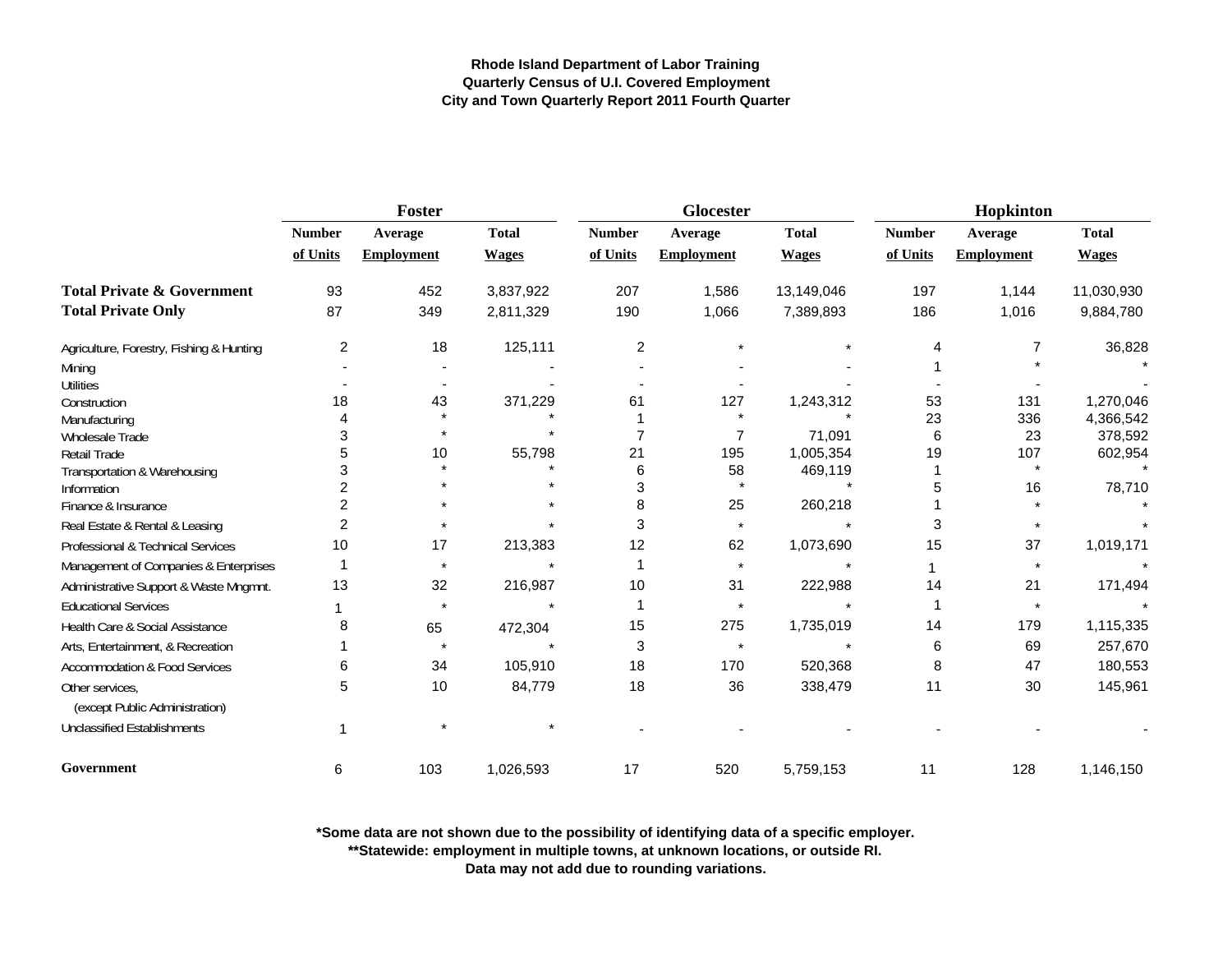**Rhode Island Department of Labor Training**
**Quarterly Census of U.I. Covered Employment**
**City and Town Quarterly Report 2011 Fourth Quarter**

| | Foster | | | Glocester | | | Hopkinton | | |
|---|---|---|---|---|---|---|---|---|---|
| | Number of Units | Average Employment | Total Wages | Number of Units | Average Employment | Total Wages | Number of Units | Average Employment | Total Wages |
| **Total Private & Government** | 93 | 452 | 3,837,922 | 207 | 1,586 | 13,149,046 | 197 | 1,144 | 11,030,930 |
| **Total Private Only** | 87 | 349 | 2,811,329 | 190 | 1,066 | 7,389,893 | 186 | 1,016 | 9,884,780 |
| Agriculture, Forestry, Fishing & Hunting | 2 | 18 | 125,111 | 2 | * | * | 4 | 7 | 36,828 |
| Mining | - | - | - | - | - | - | 1 | * | * |
| Utilities | - | - | - | - | - | - | - | - | - |
| Construction | 18 | 43 | 371,229 | 61 | 127 | 1,243,312 | 53 | 131 | 1,270,046 |
| Manufacturing | 4 | * | * | 1 | * | * | 23 | 336 | 4,366,542 |
| Wholesale Trade | 3 | * | * | 7 | 7 | 71,091 | 6 | 23 | 378,592 |
| Retail Trade | 5 | 10 | 55,798 | 21 | 195 | 1,005,354 | 19 | 107 | 602,954 |
| Transportation & Warehousing | 3 | * | * | 6 | 58 | 469,119 | 1 | * | * |
| Information | 2 | * | * | 3 | * | * | 5 | 16 | 78,710 |
| Finance & Insurance | 2 | * | * | 8 | 25 | 260,218 | 1 | * | * |
| Real Estate & Rental & Leasing | 2 | * | * | 3 | * | * | 3 | * | * |
| Professional & Technical Services | 10 | 17 | 213,383 | 12 | 62 | 1,073,690 | 15 | 37 | 1,019,171 |
| Management of Companies & Enterprises | 1 | * | * | 1 | * | * | 1 | * | * |
| Administrative Support & Waste Mngmnt. | 13 | 32 | 216,987 | 10 | 31 | 222,988 | 14 | 21 | 171,494 |
| Educational Services | 1 | * | * | 1 | * | * | 1 | * | * |
| Health Care & Social Assistance | 8 | 65 | 472,304 | 15 | 275 | 1,735,019 | 14 | 179 | 1,115,335 |
| Arts, Entertainment, & Recreation | 1 | * | * | 3 | * | * | 6 | 69 | 257,670 |
| Accommodation & Food Services | 6 | 34 | 105,910 | 18 | 170 | 520,368 | 8 | 47 | 180,553 |
| Other services, (except Public Administration) | 5 | 10 | 84,779 | 18 | 36 | 338,479 | 11 | 30 | 145,961 |
| Unclassified Establishments | 1 | * | * | - | - | - | - | - | - |
| **Government** | 6 | 103 | 1,026,593 | 17 | 520 | 5,759,153 | 11 | 128 | 1,146,150 |

**\*Some data are not shown due to the possibility of identifying data of a specific employer.**
**\*\*Statewide: employment in multiple towns, at unknown locations, or outside RI.**
**Data may not add due to rounding variations.**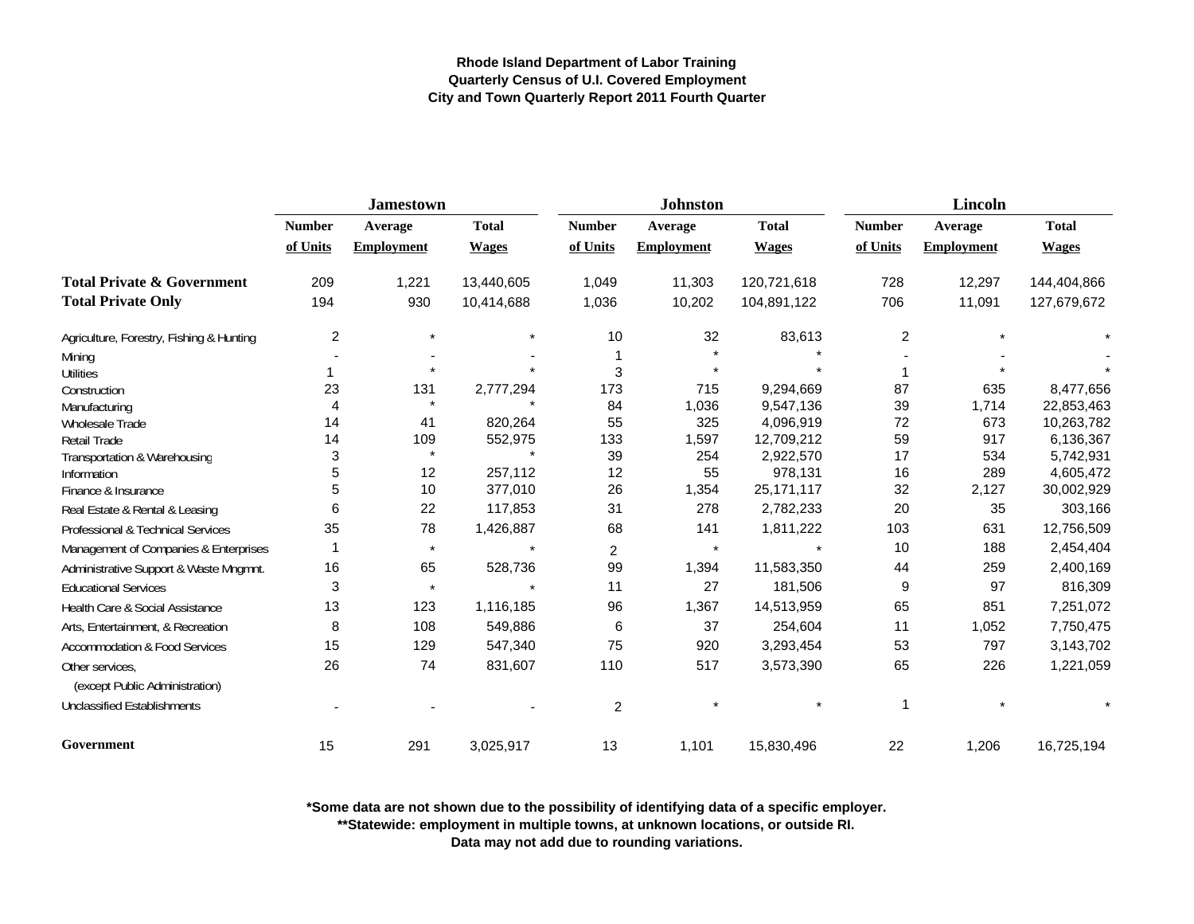**Rhode Island Department of Labor Training**
**Quarterly Census of U.I. Covered Employment**
**City and Town Quarterly Report 2011 Fourth Quarter**

| | Jamestown | | | Johnston | | | Lincoln | | |
|---|---|---|---|---|---|---|---|---|---|
| | Number of Units | Average Employment | Total Wages | Number of Units | Average Employment | Total Wages | Number of Units | Average Employment | Total Wages |
| **Total Private & Government** | 209 | 1,221 | 13,440,605 | 1,049 | 11,303 | 120,721,618 | 728 | 12,297 | 144,404,866 |
| **Total Private Only** | 194 | 930 | 10,414,688 | 1,036 | 10,202 | 104,891,122 | 706 | 11,091 | 127,679,672 |
| Agriculture, Forestry, Fishing & Hunting | 2 | * | * | 10 | 32 | 83,613 | 2 | * | * |
| Mining | - | - | - | 1 | * | * | - | - | - |
| Utilities | 1 | * | * | 3 | * | * | 1 | * | * |
| Construction | 23 | 131 | 2,777,294 | 173 | 715 | 9,294,669 | 87 | 635 | 8,477,656 |
| Manufacturing | 4 | * | * | 84 | 1,036 | 9,547,136 | 39 | 1,714 | 22,853,463 |
| Wholesale Trade | 14 | 41 | 820,264 | 55 | 325 | 4,096,919 | 72 | 673 | 10,263,782 |
| Retail Trade | 14 | 109 | 552,975 | 133 | 1,597 | 12,709,212 | 59 | 917 | 6,136,367 |
| Transportation & Warehousing | 3 | * | * | 39 | 254 | 2,922,570 | 17 | 534 | 5,742,931 |
| Information | 5 | 12 | 257,112 | 12 | 55 | 978,131 | 16 | 289 | 4,605,472 |
| Finance & Insurance | 5 | 10 | 377,010 | 26 | 1,354 | 25,171,117 | 32 | 2,127 | 30,002,929 |
| Real Estate & Rental & Leasing | 6 | 22 | 117,853 | 31 | 278 | 2,782,233 | 20 | 35 | 303,166 |
| Professional & Technical Services | 35 | 78 | 1,426,887 | 68 | 141 | 1,811,222 | 103 | 631 | 12,756,509 |
| Management of Companies & Enterprises | 1 | * | * | 2 | * | * | 10 | 188 | 2,454,404 |
| Administrative Support & Waste Mngmnt. | 16 | 65 | 528,736 | 99 | 1,394 | 11,583,350 | 44 | 259 | 2,400,169 |
| Educational Services | 3 | * | * | 11 | 27 | 181,506 | 9 | 97 | 816,309 |
| Health Care & Social Assistance | 13 | 123 | 1,116,185 | 96 | 1,367 | 14,513,959 | 65 | 851 | 7,251,072 |
| Arts, Entertainment, & Recreation | 8 | 108 | 549,886 | 6 | 37 | 254,604 | 11 | 1,052 | 7,750,475 |
| Accommodation & Food Services | 15 | 129 | 547,340 | 75 | 920 | 3,293,454 | 53 | 797 | 3,143,702 |
| Other services, (except Public Administration) | 26 | 74 | 831,607 | 110 | 517 | 3,573,390 | 65 | 226 | 1,221,059 |
| Unclassified Establishments | - | - | - | 2 | * | * | 1 | * | * |
| **Government** | 15 | 291 | 3,025,917 | 13 | 1,101 | 15,830,496 | 22 | 1,206 | 16,725,194 |

**\*Some data are not shown due to the possibility of identifying data of a specific employer.**
**\*\*Statewide: employment in multiple towns, at unknown locations, or outside RI.**
**Data may not add due to rounding variations.**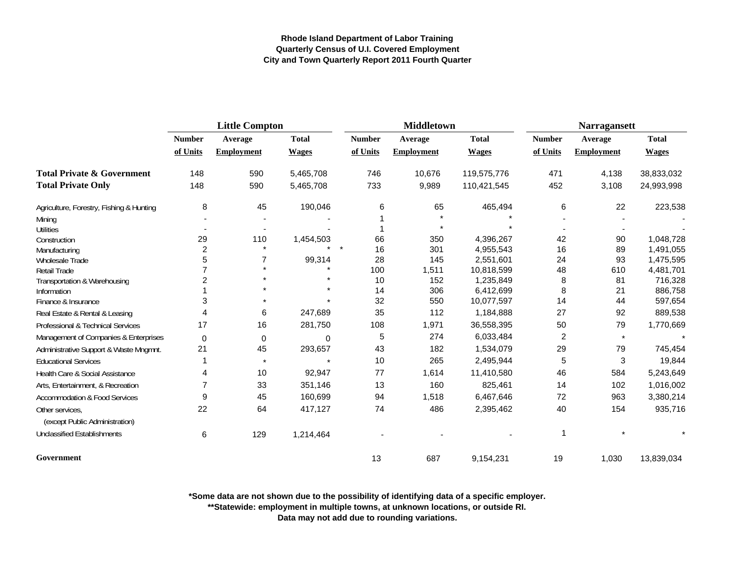**Rhode Island Department of Labor Training**
**Quarterly Census of U.I. Covered Employment**
**City and Town Quarterly Report 2011 Fourth Quarter**

| | Little Compton | | | Middletown | | | Narragansett | | |
|---|---|---|---|---|---|---|---|---|---|
| | Number of Units | Average Employment | Total Wages | Number of Units | Average Employment | Total Wages | Number of Units | Average Employment | Total Wages |
| **Total Private & Government** | 148 | 590 | 5,465,708 | 746 | 10,676 | 119,575,776 | 471 | 4,138 | 38,833,032 |
| **Total Private Only** | 148 | 590 | 5,465,708 | 733 | 9,989 | 110,421,545 | 452 | 3,108 | 24,993,998 |
| Agriculture, Forestry, Fishing & Hunting | 8 | 45 | 190,046 | 6 | 65 | 465,494 | 6 | 22 | 223,538 |
| Mining | - | - | - | 1 | * | * | - | - | - |
| Utilities | - | - | - | 1 | * | * | - | - | - |
| Construction | 29 | 110 | 1,454,503 | 66 | 350 | 4,396,267 | 42 | 90 | 1,048,728 |
| Manufacturing | 2 | * | * | * 16 | 301 | 4,955,543 | 16 | 89 | 1,491,055 |
| Wholesale Trade | 5 | 7 | 99,314 | 28 | 145 | 2,551,601 | 24 | 93 | 1,475,595 |
| Retail Trade | 7 | * | * | 100 | 1,511 | 10,818,599 | 48 | 610 | 4,481,701 |
| Transportation & Warehousing | 2 | * | * | 10 | 152 | 1,235,849 | 8 | 81 | 716,328 |
| Information | 1 | * | * | 14 | 306 | 6,412,699 | 8 | 21 | 886,758 |
| Finance & Insurance | 3 | * | * | 32 | 550 | 10,077,597 | 14 | 44 | 597,654 |
| Real Estate & Rental & Leasing | 4 | 6 | 247,689 | 35 | 112 | 1,184,888 | 27 | 92 | 889,538 |
| Professional & Technical Services | 17 | 16 | 281,750 | 108 | 1,971 | 36,558,395 | 50 | 79 | 1,770,669 |
| Management of Companies & Enterprises | 0 | 0 | 0 | 5 | 274 | 6,033,484 | 2 | * | * |
| Administrative Support & Waste Mngmnt. | 21 | 45 | 293,657 | 43 | 182 | 1,534,079 | 29 | 79 | 745,454 |
| Educational Services | 1 | * | * | 10 | 265 | 2,495,944 | 5 | 3 | 19,844 |
| Health Care & Social Assistance | 4 | 10 | 92,947 | 77 | 1,614 | 11,410,580 | 46 | 584 | 5,243,649 |
| Arts, Entertainment, & Recreation | 7 | 33 | 351,146 | 13 | 160 | 825,461 | 14 | 102 | 1,016,002 |
| Accommodation & Food Services | 9 | 45 | 160,699 | 94 | 1,518 | 6,467,646 | 72 | 963 | 3,380,214 |
| Other services, (except Public Administration) | 22 | 64 | 417,127 | 74 | 486 | 2,395,462 | 40 | 154 | 935,716 |
| Unclassified Establishments | 6 | 129 | 1,214,464 | - | - | - | 1 | * | * |
| **Government** | | | | 13 | 687 | 9,154,231 | 19 | 1,030 | 13,839,034 |

**\*Some data are not shown due to the possibility of identifying data of a specific employer.**
**\*\*Statewide: employment in multiple towns, at unknown locations, or outside RI.**
**Data may not add due to rounding variations.**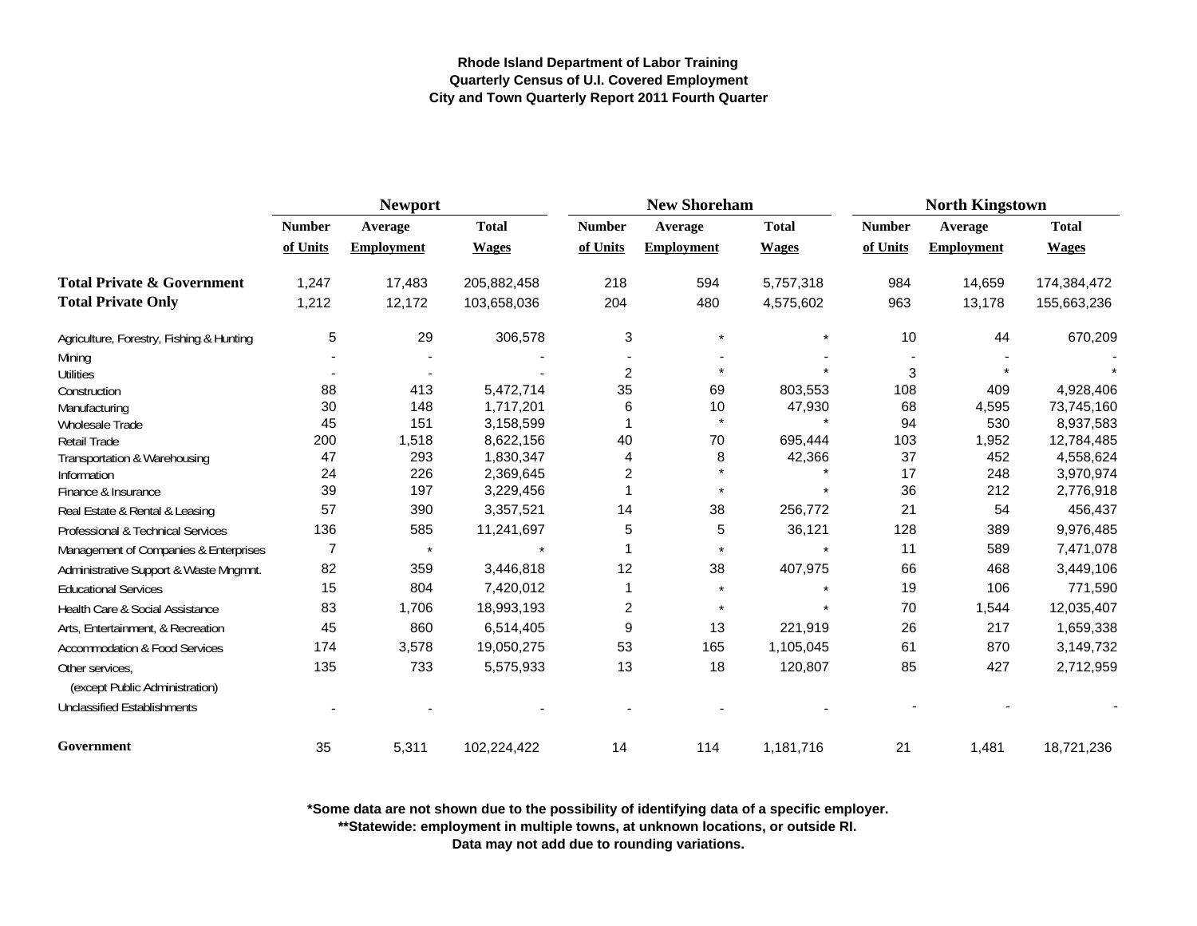**Rhode Island Department of Labor Training**
**Quarterly Census of U.I. Covered Employment**
**City and Town Quarterly Report 2011 Fourth Quarter**

| | Newport | | | New Shoreham | | | North Kingstown | | |
|---|---|---|---|---|---|---|---|---|---|
| | Number of Units | Average Employment | Total Wages | Number of Units | Average Employment | Total Wages | Number of Units | Average Employment | Total Wages |
| **Total Private & Government** | 1,247 | 17,483 | 205,882,458 | 218 | 594 | 5,757,318 | 984 | 14,659 | 174,384,472 |
| **Total Private Only** | 1,212 | 12,172 | 103,658,036 | 204 | 480 | 4,575,602 | 963 | 13,178 | 155,663,236 |
| Agriculture, Forestry, Fishing & Hunting | 5 | 29 | 306,578 | 3 | * | * | 10 | 44 | 670,209 |
| Mining | - | - | - | - | - | - | - | - | - |
| Utilities | - | - | - | 2 | * | * | 3 | * | * |
| Construction | 88 | 413 | 5,472,714 | 35 | 69 | 803,553 | 108 | 409 | 4,928,406 |
| Manufacturing | 30 | 148 | 1,717,201 | 6 | 10 | 47,930 | 68 | 4,595 | 73,745,160 |
| Wholesale Trade | 45 | 151 | 3,158,599 | 1 | * | * | 94 | 530 | 8,937,583 |
| Retail Trade | 200 | 1,518 | 8,622,156 | 40 | 70 | 695,444 | 103 | 1,952 | 12,784,485 |
| Transportation & Warehousing | 47 | 293 | 1,830,347 | 4 | 8 | 42,366 | 37 | 452 | 4,558,624 |
| Information | 24 | 226 | 2,369,645 | 2 | * | * | 17 | 248 | 3,970,974 |
| Finance & Insurance | 39 | 197 | 3,229,456 | 1 | * | * | 36 | 212 | 2,776,918 |
| Real Estate & Rental & Leasing | 57 | 390 | 3,357,521 | 14 | 38 | 256,772 | 21 | 54 | 456,437 |
| Professional & Technical Services | 136 | 585 | 11,241,697 | 5 | 5 | 36,121 | 128 | 389 | 9,976,485 |
| Management of Companies & Enterprises | 7 | * | * | 1 | * | * | 11 | 589 | 7,471,078 |
| Administrative Support & Waste Mngmnt. | 82 | 359 | 3,446,818 | 12 | 38 | 407,975 | 66 | 468 | 3,449,106 |
| Educational Services | 15 | 804 | 7,420,012 | 1 | * | * | 19 | 106 | 771,590 |
| Health Care & Social Assistance | 83 | 1,706 | 18,993,193 | 2 | * | * | 70 | 1,544 | 12,035,407 |
| Arts, Entertainment, & Recreation | 45 | 860 | 6,514,405 | 9 | 13 | 221,919 | 26 | 217 | 1,659,338 |
| Accommodation & Food Services | 174 | 3,578 | 19,050,275 | 53 | 165 | 1,105,045 | 61 | 870 | 3,149,732 |
| Other services, (except Public Administration) | 135 | 733 | 5,575,933 | 13 | 18 | 120,807 | 85 | 427 | 2,712,959 |
| Unclassified Establishments | - | - | - | - | - | - | - | - | - |
| **Government** | 35 | 5,311 | 102,224,422 | 14 | 114 | 1,181,716 | 21 | 1,481 | 18,721,236 |

**\*Some data are not shown due to the possibility of identifying data of a specific employer.**
**\*\*Statewide: employment in multiple towns, at unknown locations, or outside RI.**
**Data may not add due to rounding variations.**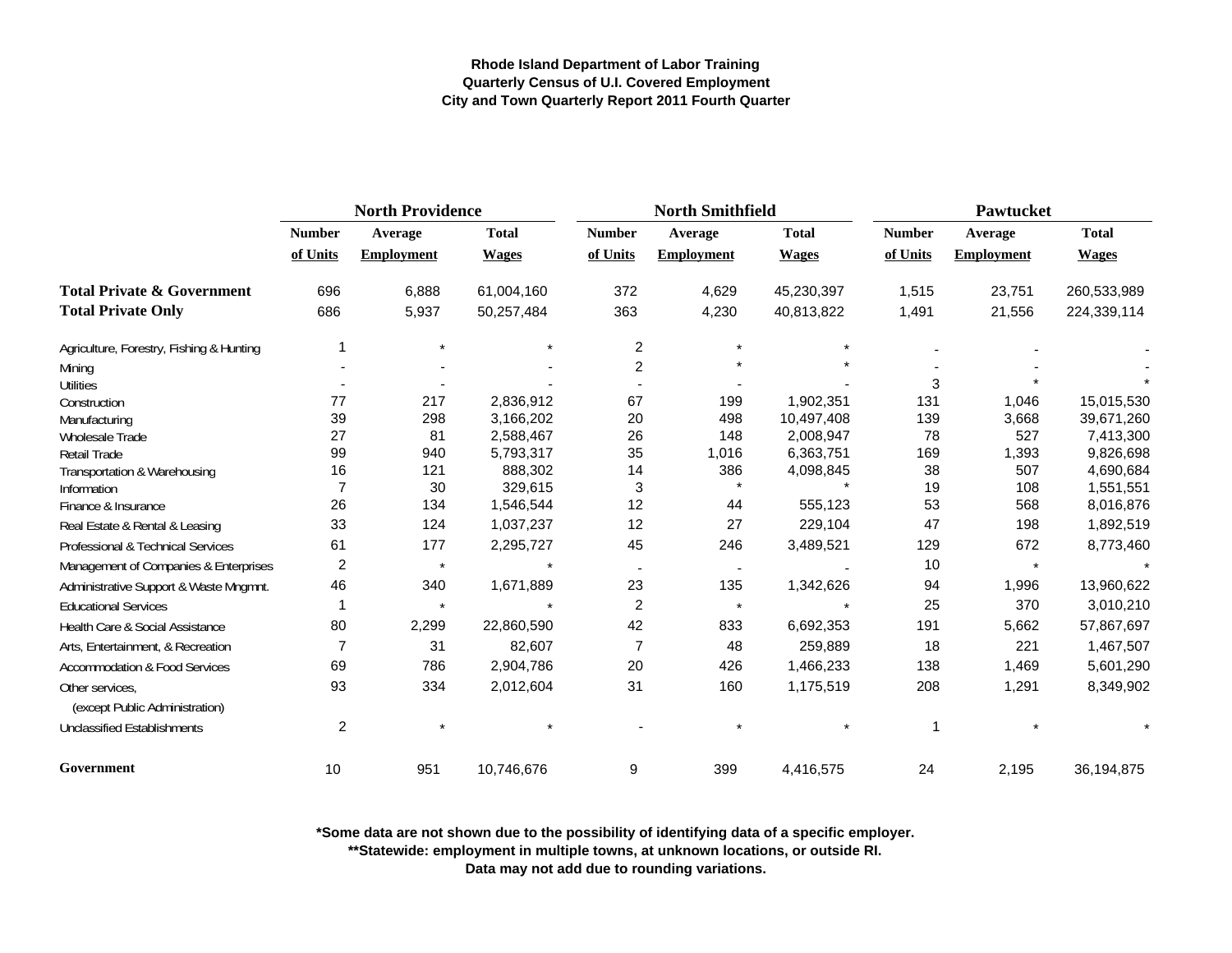**Rhode Island Department of Labor Training**
**Quarterly Census of U.I. Covered Employment**
**City and Town Quarterly Report 2011 Fourth Quarter**

| | North Providence | | | North Smithfield | | | Pawtucket | | |
|---|---|---|---|---|---|---|---|---|---|
| | Number of Units | Average Employment | Total Wages | Number of Units | Average Employment | Total Wages | Number of Units | Average Employment | Total Wages |
| **Total Private & Government** | 696 | 6,888 | 61,004,160 | 372 | 4,629 | 45,230,397 | 1,515 | 23,751 | 260,533,989 |
| **Total Private Only** | 686 | 5,937 | 50,257,484 | 363 | 4,230 | 40,813,822 | 1,491 | 21,556 | 224,339,114 |
| Agriculture, Forestry, Fishing & Hunting | 1 | * | * | 2 | * | * | - | - | - |
| Mining | - | - | - | 2 | * | * | - | - | - |
| Utilities | - | - | - | - | - | - | 3 | * | * |
| Construction | 77 | 217 | 2,836,912 | 67 | 199 | 1,902,351 | 131 | 1,046 | 15,015,530 |
| Manufacturing | 39 | 298 | 3,166,202 | 20 | 498 | 10,497,408 | 139 | 3,668 | 39,671,260 |
| Wholesale Trade | 27 | 81 | 2,588,467 | 26 | 148 | 2,008,947 | 78 | 527 | 7,413,300 |
| Retail Trade | 99 | 940 | 5,793,317 | 35 | 1,016 | 6,363,751 | 169 | 1,393 | 9,826,698 |
| Transportation & Warehousing | 16 | 121 | 888,302 | 14 | 386 | 4,098,845 | 38 | 507 | 4,690,684 |
| Information | 7 | 30 | 329,615 | 3 | * | * | 19 | 108 | 1,551,551 |
| Finance & Insurance | 26 | 134 | 1,546,544 | 12 | 44 | 555,123 | 53 | 568 | 8,016,876 |
| Real Estate & Rental & Leasing | 33 | 124 | 1,037,237 | 12 | 27 | 229,104 | 47 | 198 | 1,892,519 |
| Professional & Technical Services | 61 | 177 | 2,295,727 | 45 | 246 | 3,489,521 | 129 | 672 | 8,773,460 |
| Management of Companies & Enterprises | 2 | * | * | - | - | - | 10 | * | * |
| Administrative Support & Waste Mngmnt. | 46 | 340 | 1,671,889 | 23 | 135 | 1,342,626 | 94 | 1,996 | 13,960,622 |
| Educational Services | 1 | * | * | 2 | * | * | 25 | 370 | 3,010,210 |
| Health Care & Social Assistance | 80 | 2,299 | 22,860,590 | 42 | 833 | 6,692,353 | 191 | 5,662 | 57,867,697 |
| Arts, Entertainment, & Recreation | 7 | 31 | 82,607 | 7 | 48 | 259,889 | 18 | 221 | 1,467,507 |
| Accommodation & Food Services | 69 | 786 | 2,904,786 | 20 | 426 | 1,466,233 | 138 | 1,469 | 5,601,290 |
| Other services, (except Public Administration) | 93 | 334 | 2,012,604 | 31 | 160 | 1,175,519 | 208 | 1,291 | 8,349,902 |
| Unclassified Establishments | 2 | * | * | - | * | * | 1 | * | * |
| **Government** | 10 | 951 | 10,746,676 | 9 | 399 | 4,416,575 | 24 | 2,195 | 36,194,875 |

**\*Some data are not shown due to the possibility of identifying data of a specific employer.**
**\*\*Statewide: employment in multiple towns, at unknown locations, or outside RI.**
**Data may not add due to rounding variations.**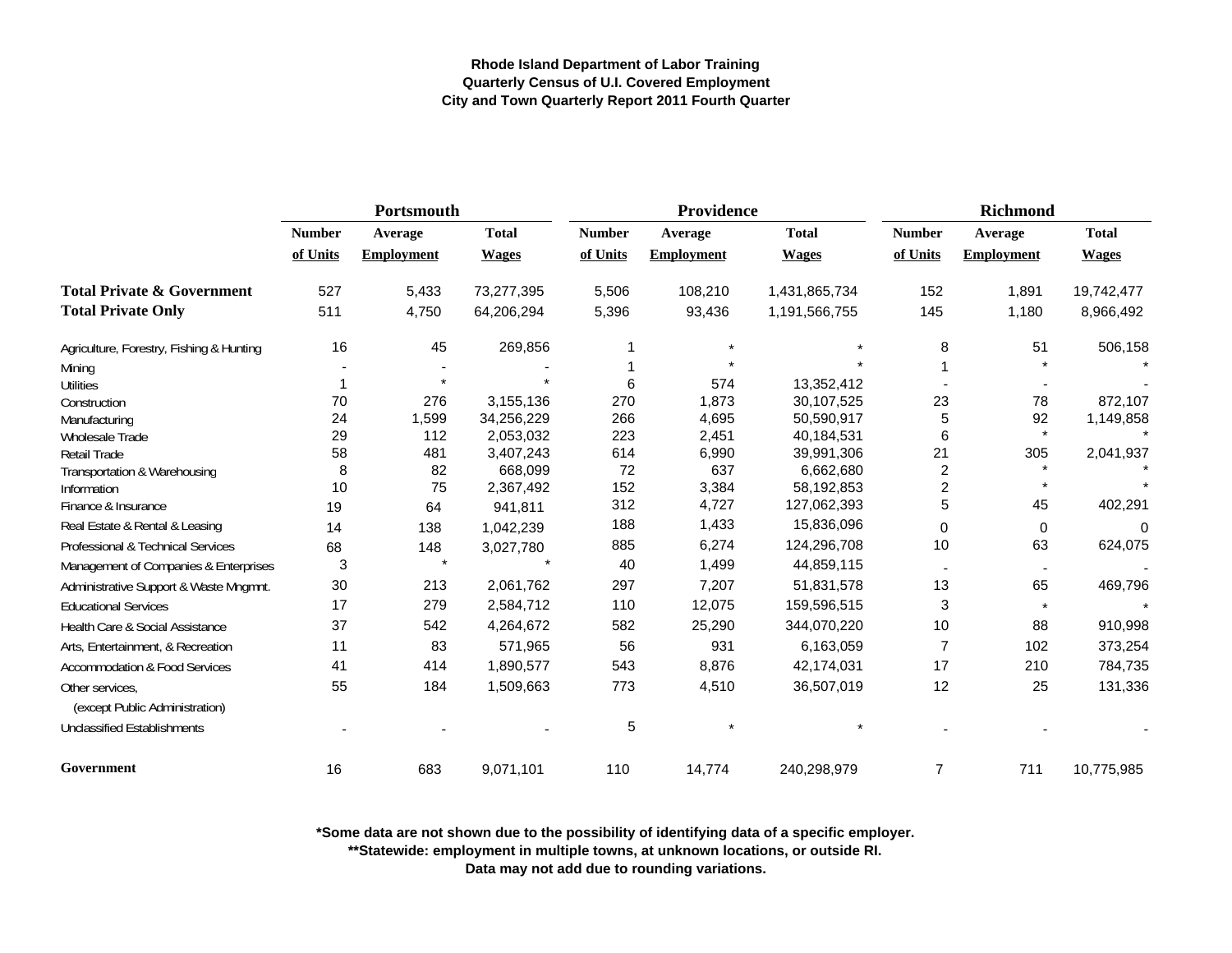**Rhode Island Department of Labor Training**
**Quarterly Census of U.I. Covered Employment**
**City and Town Quarterly Report 2011 Fourth Quarter**

| | Portsmouth | | | Providence | | | Richmond | | |
|---|---|---|---|---|---|---|---|---|---|
| | Number of Units | Average Employment | Total Wages | Number of Units | Average Employment | Total Wages | Number of Units | Average Employment | Total Wages |
| **Total Private & Government** | 527 | 5,433 | 73,277,395 | 5,506 | 108,210 | 1,431,865,734 | 152 | 1,891 | 19,742,477 |
| **Total Private Only** | 511 | 4,750 | 64,206,294 | 5,396 | 93,436 | 1,191,566,755 | 145 | 1,180 | 8,966,492 |
| Agriculture, Forestry, Fishing & Hunting | 16 | 45 | 269,856 | 1 | * | * | 8 | 51 | 506,158 |
| Mining | - | - | - | 1 | * | * | 1 | * | * |
| Utilities | 1 | * | * | 6 | 574 | 13,352,412 | - | - | - |
| Construction | 70 | 276 | 3,155,136 | 270 | 1,873 | 30,107,525 | 23 | 78 | 872,107 |
| Manufacturing | 24 | 1,599 | 34,256,229 | 266 | 4,695 | 50,590,917 | 5 | 92 | 1,149,858 |
| Wholesale Trade | 29 | 112 | 2,053,032 | 223 | 2,451 | 40,184,531 | 6 | * | * |
| Retail Trade | 58 | 481 | 3,407,243 | 614 | 6,990 | 39,991,306 | 21 | 305 | 2,041,937 |
| Transportation & Warehousing | 8 | 82 | 668,099 | 72 | 637 | 6,662,680 | 2 | * | * |
| Information | 10 | 75 | 2,367,492 | 152 | 3,384 | 58,192,853 | 2 | * | * |
| Finance & Insurance | 19 | 64 | 941,811 | 312 | 4,727 | 127,062,393 | 5 | 45 | 402,291 |
| Real Estate & Rental & Leasing | 14 | 138 | 1,042,239 | 188 | 1,433 | 15,836,096 | 0 | 0 | 0 |
| Professional & Technical Services | 68 | 148 | 3,027,780 | 885 | 6,274 | 124,296,708 | 10 | 63 | 624,075 |
| Management of Companies & Enterprises | 3 | * | * | 40 | 1,499 | 44,859,115 | - | - | - |
| Administrative Support & Waste Mngmnt. | 30 | 213 | 2,061,762 | 297 | 7,207 | 51,831,578 | 13 | 65 | 469,796 |
| Educational Services | 17 | 279 | 2,584,712 | 110 | 12,075 | 159,596,515 | 3 | * | * |
| Health Care & Social Assistance | 37 | 542 | 4,264,672 | 582 | 25,290 | 344,070,220 | 10 | 88 | 910,998 |
| Arts, Entertainment, & Recreation | 11 | 83 | 571,965 | 56 | 931 | 6,163,059 | 7 | 102 | 373,254 |
| Accommodation & Food Services | 41 | 414 | 1,890,577 | 543 | 8,876 | 42,174,031 | 17 | 210 | 784,735 |
| Other services, (except Public Administration) | 55 | 184 | 1,509,663 | 773 | 4,510 | 36,507,019 | 12 | 25 | 131,336 |
| Unclassified Establishments | - | - | - | 5 | * | * | - | - | - |
| **Government** | 16 | 683 | 9,071,101 | 110 | 14,774 | 240,298,979 | 7 | 711 | 10,775,985 |

**\*Some data are not shown due to the possibility of identifying data of a specific employer.**
**\*\*Statewide: employment in multiple towns, at unknown locations, or outside RI.**
**Data may not add due to rounding variations.**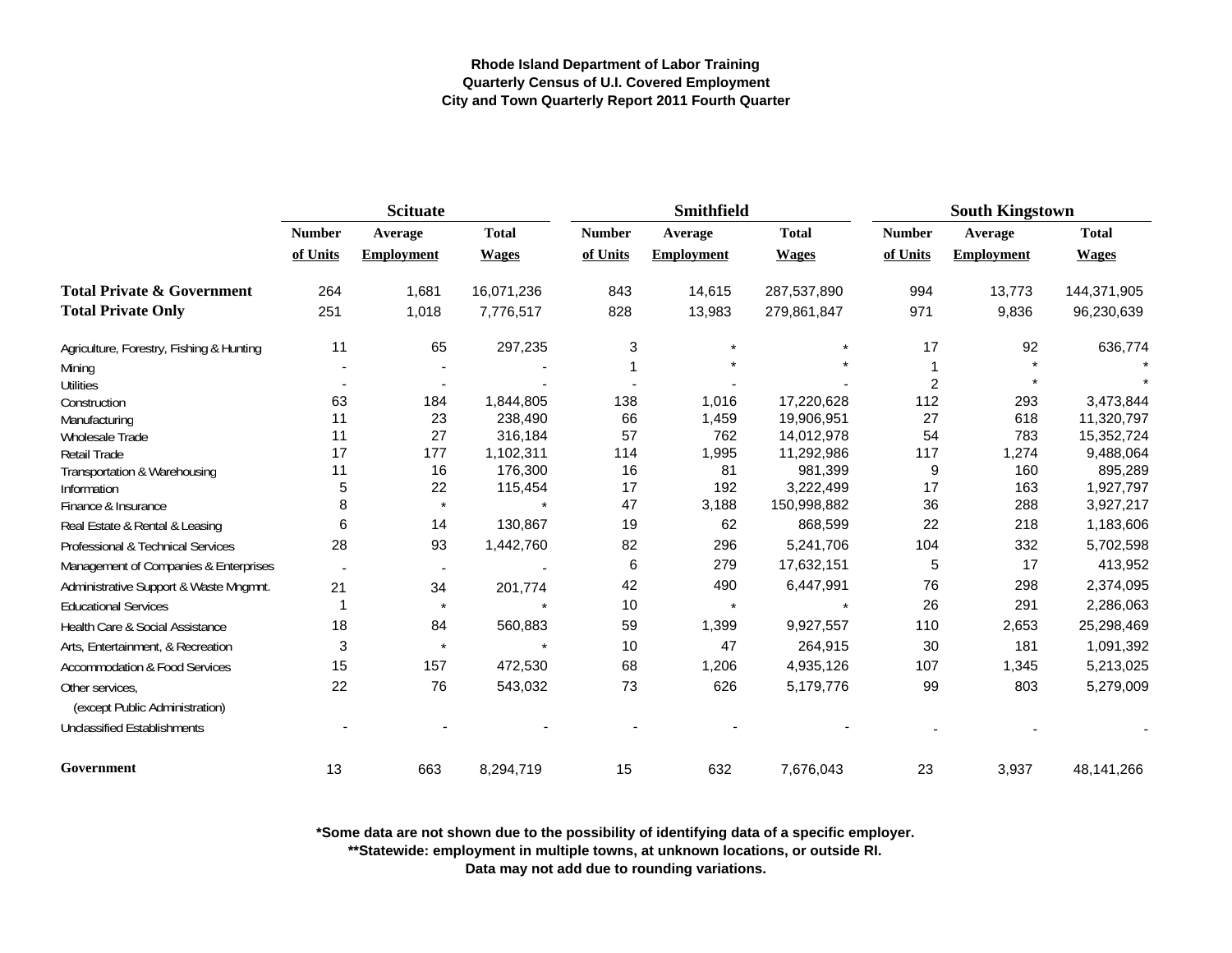**Rhode Island Department of Labor Training**
**Quarterly Census of U.I. Covered Employment**
**City and Town Quarterly Report 2011 Fourth Quarter**

| | Scituate | | | Smithfield | | | South Kingstown | | |
|---|---|---|---|---|---|---|---|---|---|
| | Number of Units | Average Employment | Total Wages | Number of Units | Average Employment | Total Wages | Number of Units | Average Employment | Total Wages |
| **Total Private & Government** | 264 | 1,681 | 16,071,236 | 843 | 14,615 | 287,537,890 | 994 | 13,773 | 144,371,905 |
| **Total Private Only** | 251 | 1,018 | 7,776,517 | 828 | 13,983 | 279,861,847 | 971 | 9,836 | 96,230,639 |
| Agriculture, Forestry, Fishing & Hunting | 11 | 65 | 297,235 | 3 | * | * | 17 | 92 | 636,774 |
| Mining | - | - | - | 1 | * | * | 1 | * | * |
| Utilities | - | - | - | - | - | - | 2 | * | * |
| Construction | 63 | 184 | 1,844,805 | 138 | 1,016 | 17,220,628 | 112 | 293 | 3,473,844 |
| Manufacturing | 11 | 23 | 238,490 | 66 | 1,459 | 19,906,951 | 27 | 618 | 11,320,797 |
| Wholesale Trade | 11 | 27 | 316,184 | 57 | 762 | 14,012,978 | 54 | 783 | 15,352,724 |
| Retail Trade | 17 | 177 | 1,102,311 | 114 | 1,995 | 11,292,986 | 117 | 1,274 | 9,488,064 |
| Transportation & Warehousing | 11 | 16 | 176,300 | 16 | 81 | 981,399 | 9 | 160 | 895,289 |
| Information | 5 | 22 | 115,454 | 17 | 192 | 3,222,499 | 17 | 163 | 1,927,797 |
| Finance & Insurance | 8 | * | * | 47 | 3,188 | 150,998,882 | 36 | 288 | 3,927,217 |
| Real Estate & Rental & Leasing | 6 | 14 | 130,867 | 19 | 62 | 868,599 | 22 | 218 | 1,183,606 |
| Professional & Technical Services | 28 | 93 | 1,442,760 | 82 | 296 | 5,241,706 | 104 | 332 | 5,702,598 |
| Management of Companies & Enterprises | - | - | - | 6 | 279 | 17,632,151 | 5 | 17 | 413,952 |
| Administrative Support & Waste Mngmnt. | 21 | 34 | 201,774 | 42 | 490 | 6,447,991 | 76 | 298 | 2,374,095 |
| Educational Services | 1 | * | * | 10 | * | * | 26 | 291 | 2,286,063 |
| Health Care & Social Assistance | 18 | 84 | 560,883 | 59 | 1,399 | 9,927,557 | 110 | 2,653 | 25,298,469 |
| Arts, Entertainment, & Recreation | 3 | * | * | 10 | 47 | 264,915 | 30 | 181 | 1,091,392 |
| Accommodation & Food Services | 15 | 157 | 472,530 | 68 | 1,206 | 4,935,126 | 107 | 1,345 | 5,213,025 |
| Other services, (except Public Administration) | 22 | 76 | 543,032 | 73 | 626 | 5,179,776 | 99 | 803 | 5,279,009 |
| Unclassified Establishments | - | - | - | - | - | - | - | - | - |
| **Government** | 13 | 663 | 8,294,719 | 15 | 632 | 7,676,043 | 23 | 3,937 | 48,141,266 |

**\*Some data are not shown due to the possibility of identifying data of a specific employer.**
**\*\*Statewide: employment in multiple towns, at unknown locations, or outside RI.**
**Data may not add due to rounding variations.**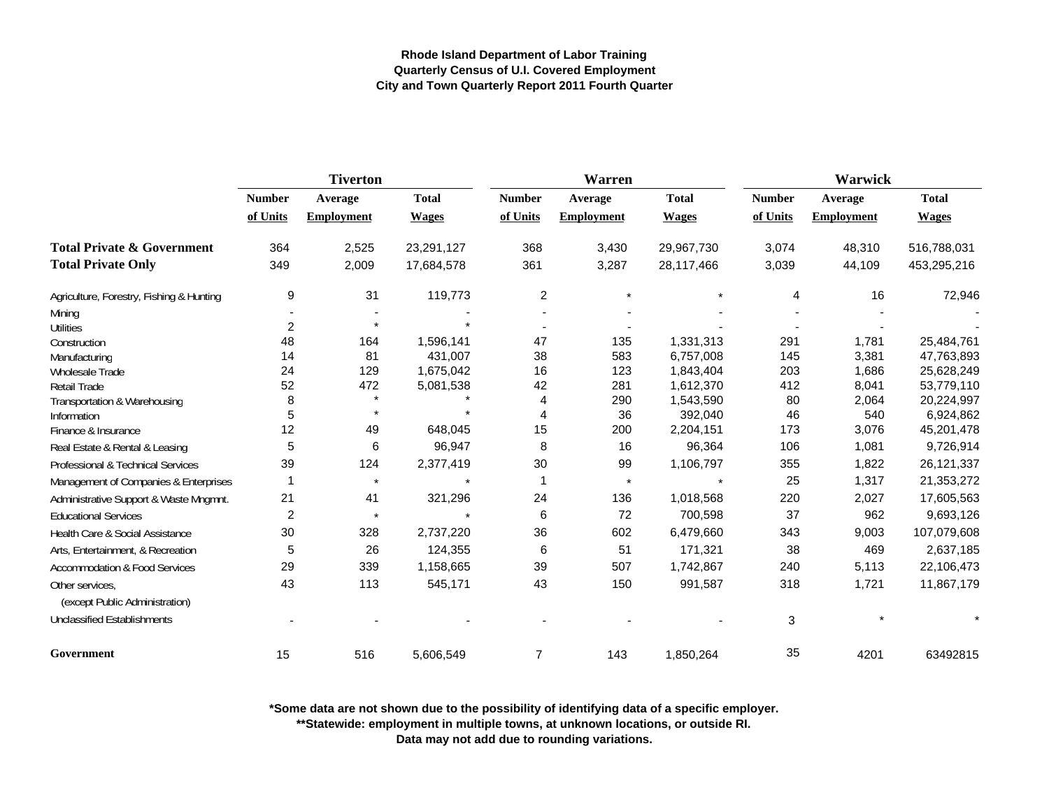**Rhode Island Department of Labor Training**
**Quarterly Census of U.I. Covered Employment**
**City and Town Quarterly Report 2011 Fourth Quarter**

| | Tiverton | | | Warren | | | Warwick | | |
|---|---|---|---|---|---|---|---|---|---|
| | Number of Units | Average Employment | Total Wages | Number of Units | Average Employment | Total Wages | Number of Units | Average Employment | Total Wages |
| **Total Private & Government** | 364 | 2,525 | 23,291,127 | 368 | 3,430 | 29,967,730 | 3,074 | 48,310 | 516,788,031 |
| **Total Private Only** | 349 | 2,009 | 17,684,578 | 361 | 3,287 | 28,117,466 | 3,039 | 44,109 | 453,295,216 |
| Agriculture, Forestry, Fishing & Hunting | 9 | 31 | 119,773 | 2 | * | * | 4 | 16 | 72,946 |
| Mining | - | - | - | - | - | - | - | - | - |
| Utilities | 2 | * | * | - | - | - | - | - | - |
| Construction | 48 | 164 | 1,596,141 | 47 | 135 | 1,331,313 | 291 | 1,781 | 25,484,761 |
| Manufacturing | 14 | 81 | 431,007 | 38 | 583 | 6,757,008 | 145 | 3,381 | 47,763,893 |
| Wholesale Trade | 24 | 129 | 1,675,042 | 16 | 123 | 1,843,404 | 203 | 1,686 | 25,628,249 |
| Retail Trade | 52 | 472 | 5,081,538 | 42 | 281 | 1,612,370 | 412 | 8,041 | 53,779,110 |
| Transportation & Warehousing | 8 | * | * | 4 | 290 | 1,543,590 | 80 | 2,064 | 20,224,997 |
| Information | 5 | * | * | 4 | 36 | 392,040 | 46 | 540 | 6,924,862 |
| Finance & Insurance | 12 | 49 | 648,045 | 15 | 200 | 2,204,151 | 173 | 3,076 | 45,201,478 |
| Real Estate & Rental & Leasing | 5 | 6 | 96,947 | 8 | 16 | 96,364 | 106 | 1,081 | 9,726,914 |
| Professional & Technical Services | 39 | 124 | 2,377,419 | 30 | 99 | 1,106,797 | 355 | 1,822 | 26,121,337 |
| Management of Companies & Enterprises | 1 | * | * | 1 | * | * | 25 | 1,317 | 21,353,272 |
| Administrative Support & Waste Mngmnt. | 21 | 41 | 321,296 | 24 | 136 | 1,018,568 | 220 | 2,027 | 17,605,563 |
| Educational Services | 2 | * | * | 6 | 72 | 700,598 | 37 | 962 | 9,693,126 |
| Health Care & Social Assistance | 30 | 328 | 2,737,220 | 36 | 602 | 6,479,660 | 343 | 9,003 | 107,079,608 |
| Arts, Entertainment, & Recreation | 5 | 26 | 124,355 | 6 | 51 | 171,321 | 38 | 469 | 2,637,185 |
| Accommodation & Food Services | 29 | 339 | 1,158,665 | 39 | 507 | 1,742,867 | 240 | 5,113 | 22,106,473 |
| Other services, (except Public Administration) | 43 | 113 | 545,171 | 43 | 150 | 991,587 | 318 | 1,721 | 11,867,179 |
| Unclassified Establishments | - | - | - | - | - | - | 3 | * | * |
| **Government** | 15 | 516 | 5,606,549 | 7 | 143 | 1,850,264 | 35 | 4201 | 63492815 |

**\*Some data are not shown due to the possibility of identifying data of a specific employer.**
**\*\*Statewide: employment in multiple towns, at unknown locations, or outside RI.**
**Data may not add due to rounding variations.**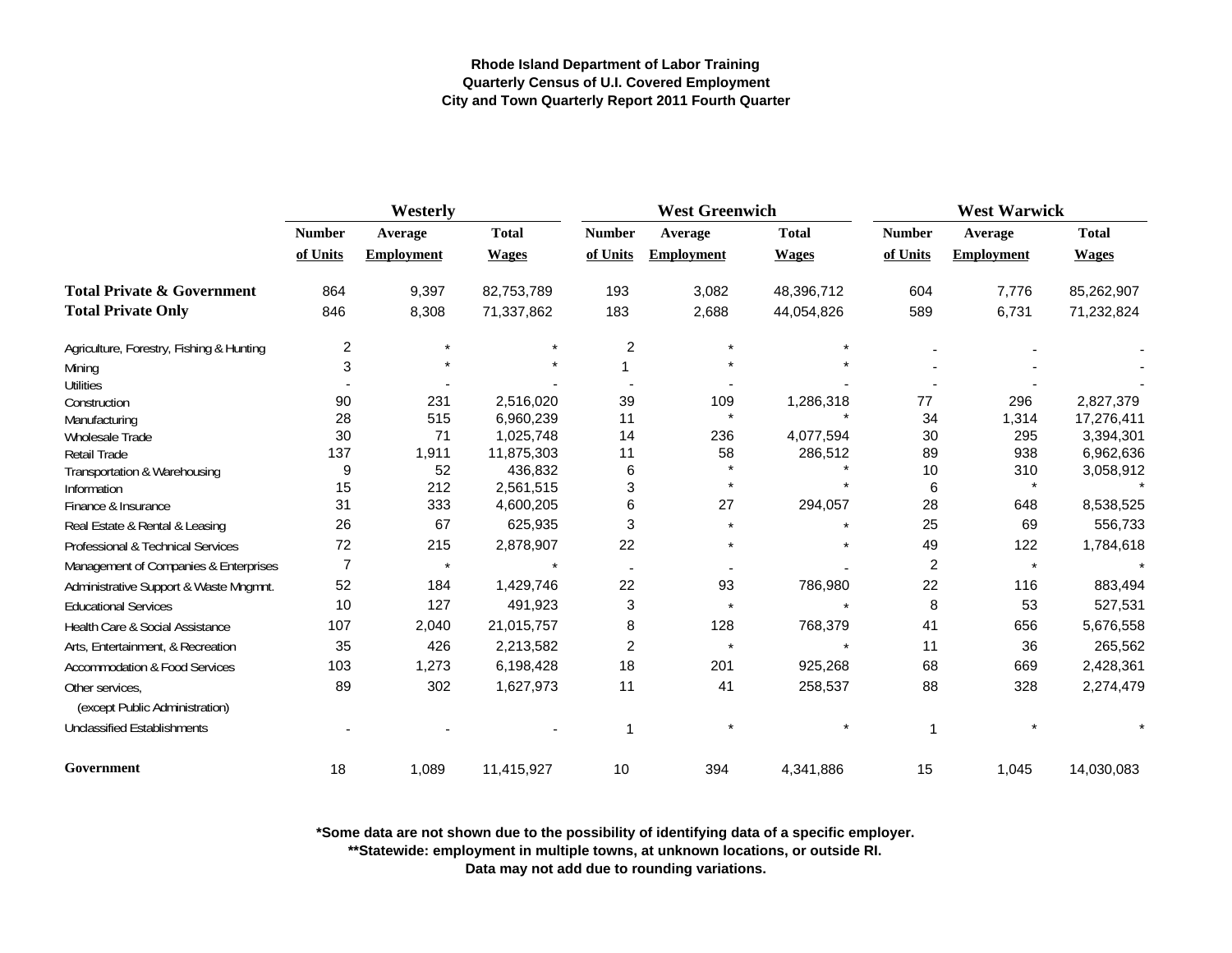**Rhode Island Department of Labor Training**
**Quarterly Census of U.I. Covered Employment**
**City and Town Quarterly Report 2011 Fourth Quarter**

| | Westerly | | | West Greenwich | | | West Warwick | | |
|---|---|---|---|---|---|---|---|---|---|
| | Number of Units | Average Employment | Total Wages | Number of Units | Average Employment | Total Wages | Number of Units | Average Employment | Total Wages |
| **Total Private & Government** | 864 | 9,397 | 82,753,789 | 193 | 3,082 | 48,396,712 | 604 | 7,776 | 85,262,907 |
| **Total Private Only** | 846 | 8,308 | 71,337,862 | 183 | 2,688 | 44,054,826 | 589 | 6,731 | 71,232,824 |
| Agriculture, Forestry, Fishing & Hunting | 2 | * | * | 2 | * | * | - | - | - |
| Mining | 3 | * | * | 1 | * | * | - | - | - |
| Utilities | - | - | - | - | - | - | - | - | - |
| Construction | 90 | 231 | 2,516,020 | 39 | 109 | 1,286,318 | 77 | 296 | 2,827,379 |
| Manufacturing | 28 | 515 | 6,960,239 | 11 | * | * | 34 | 1,314 | 17,276,411 |
| Wholesale Trade | 30 | 71 | 1,025,748 | 14 | 236 | 4,077,594 | 30 | 295 | 3,394,301 |
| Retail Trade | 137 | 1,911 | 11,875,303 | 11 | 58 | 286,512 | 89 | 938 | 6,962,636 |
| Transportation & Warehousing | 9 | 52 | 436,832 | 6 | * | * | 10 | 310 | 3,058,912 |
| Information | 15 | 212 | 2,561,515 | 3 | * | * | 6 | * | * |
| Finance & Insurance | 31 | 333 | 4,600,205 | 6 | 27 | 294,057 | 28 | 648 | 8,538,525 |
| Real Estate & Rental & Leasing | 26 | 67 | 625,935 | 3 | * | * | 25 | 69 | 556,733 |
| Professional & Technical Services | 72 | 215 | 2,878,907 | 22 | * | * | 49 | 122 | 1,784,618 |
| Management of Companies & Enterprises | 7 | * | * | - | - | - | 2 | * | * |
| Administrative Support & Waste Mngmnt. | 52 | 184 | 1,429,746 | 22 | 93 | 786,980 | 22 | 116 | 883,494 |
| Educational Services | 10 | 127 | 491,923 | 3 | * | * | 8 | 53 | 527,531 |
| Health Care & Social Assistance | 107 | 2,040 | 21,015,757 | 8 | 128 | 768,379 | 41 | 656 | 5,676,558 |
| Arts, Entertainment, & Recreation | 35 | 426 | 2,213,582 | 2 | * | * | 11 | 36 | 265,562 |
| Accommodation & Food Services | 103 | 1,273 | 6,198,428 | 18 | 201 | 925,268 | 68 | 669 | 2,428,361 |
| Other services, (except Public Administration) | 89 | 302 | 1,627,973 | 11 | 41 | 258,537 | 88 | 328 | 2,274,479 |
| Unclassified Establishments | - | - | - | 1 | * | * | 1 | * | * |
| **Government** | 18 | 1,089 | 11,415,927 | 10 | 394 | 4,341,886 | 15 | 1,045 | 14,030,083 |

**\*Some data are not shown due to the possibility of identifying data of a specific employer.**
**\*\*Statewide: employment in multiple towns, at unknown locations, or outside RI.**
**Data may not add due to rounding variations.**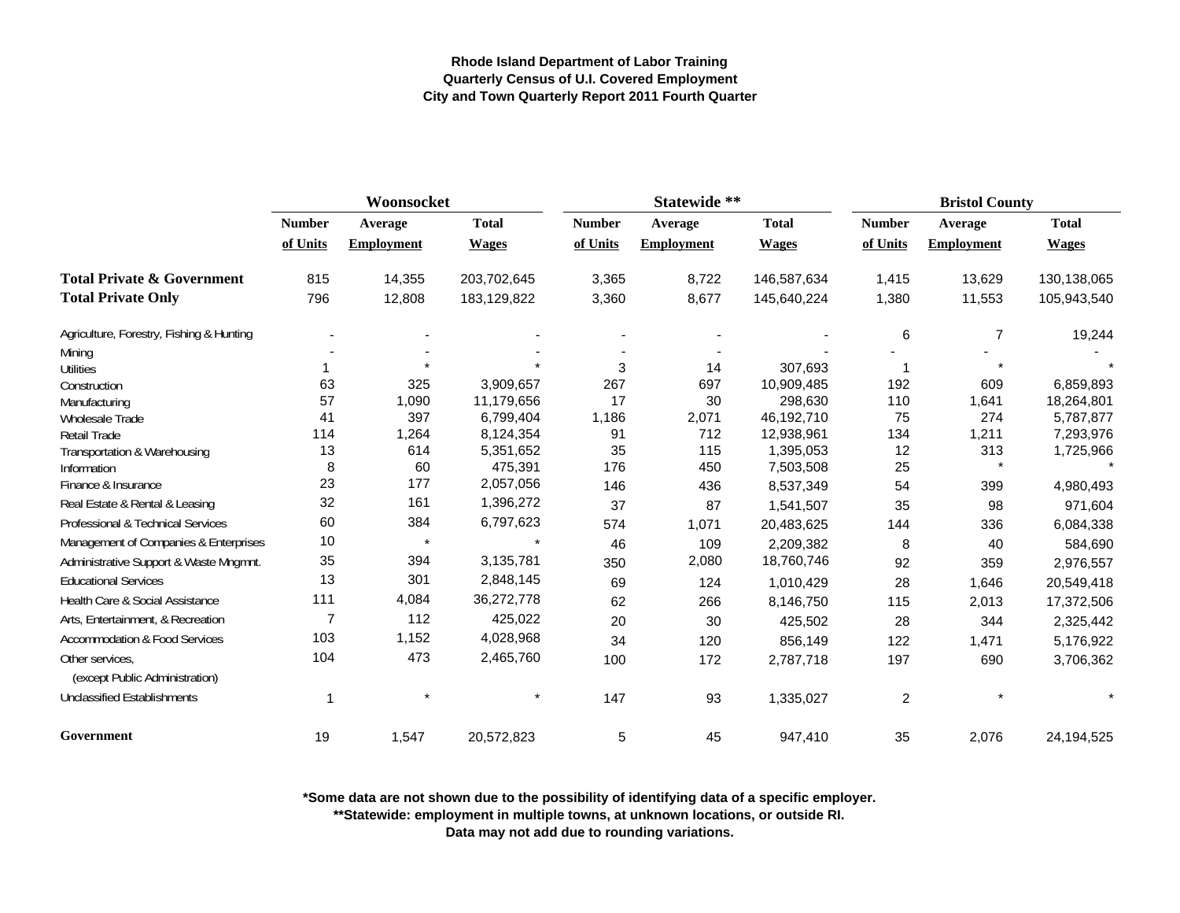**Rhode Island Department of Labor Training**
**Quarterly Census of U.I. Covered Employment**
**City and Town Quarterly Report 2011 Fourth Quarter**

| | Woonsocket | | | Statewide ** | | | Bristol County | | |
|---|---|---|---|---|---|---|---|---|---|
| | Number of Units | Average Employment | Total Wages | Number of Units | Average Employment | Total Wages | Number of Units | Average Employment | Total Wages |
| **Total Private & Government** | 815 | 14,355 | 203,702,645 | 3,365 | 8,722 | 146,587,634 | 1,415 | 13,629 | 130,138,065 |
| **Total Private Only** | 796 | 12,808 | 183,129,822 | 3,360 | 8,677 | 145,640,224 | 1,380 | 11,553 | 105,943,540 |
| Agriculture, Forestry, Fishing & Hunting | - | - | - | - | - | - | 6 | 7 | 19,244 |
| Mining | - | - | - | - | - | - | - | - | - |
| Utilities | 1 | * | * | 3 | 14 | 307,693 | 1 | * | * |
| Construction | 63 | 325 | 3,909,657 | 267 | 697 | 10,909,485 | 192 | 609 | 6,859,893 |
| Manufacturing | 57 | 1,090 | 11,179,656 | 17 | 30 | 298,630 | 110 | 1,641 | 18,264,801 |
| Wholesale Trade | 41 | 397 | 6,799,404 | 1,186 | 2,071 | 46,192,710 | 75 | 274 | 5,787,877 |
| Retail Trade | 114 | 1,264 | 8,124,354 | 91 | 712 | 12,938,961 | 134 | 1,211 | 7,293,976 |
| Transportation & Warehousing | 13 | 614 | 5,351,652 | 35 | 115 | 1,395,053 | 12 | 313 | 1,725,966 |
| Information | 8 | 60 | 475,391 | 176 | 450 | 7,503,508 | 25 | * | * |
| Finance & Insurance | 23 | 177 | 2,057,056 | 146 | 436 | 8,537,349 | 54 | 399 | 4,980,493 |
| Real Estate & Rental & Leasing | 32 | 161 | 1,396,272 | 37 | 87 | 1,541,507 | 35 | 98 | 971,604 |
| Professional & Technical Services | 60 | 384 | 6,797,623 | 574 | 1,071 | 20,483,625 | 144 | 336 | 6,084,338 |
| Management of Companies & Enterprises | 10 | * | * | 46 | 109 | 2,209,382 | 8 | 40 | 584,690 |
| Administrative Support & Waste Mngmnt. | 35 | 394 | 3,135,781 | 350 | 2,080 | 18,760,746 | 92 | 359 | 2,976,557 |
| Educational Services | 13 | 301 | 2,848,145 | 69 | 124 | 1,010,429 | 28 | 1,646 | 20,549,418 |
| Health Care & Social Assistance | 111 | 4,084 | 36,272,778 | 62 | 266 | 8,146,750 | 115 | 2,013 | 17,372,506 |
| Arts, Entertainment, & Recreation | 7 | 112 | 425,022 | 20 | 30 | 425,502 | 28 | 344 | 2,325,442 |
| Accommodation & Food Services | 103 | 1,152 | 4,028,968 | 34 | 120 | 856,149 | 122 | 1,471 | 5,176,922 |
| Other services, (except Public Administration) | 104 | 473 | 2,465,760 | 100 | 172 | 2,787,718 | 197 | 690 | 3,706,362 |
| Unclassified Establishments | 1 | * | * | 147 | 93 | 1,335,027 | 2 | * | * |
| **Government** | 19 | 1,547 | 20,572,823 | 5 | 45 | 947,410 | 35 | 2,076 | 24,194,525 |

**\*Some data are not shown due to the possibility of identifying data of a specific employer.**
**\*\*Statewide: employment in multiple towns, at unknown locations, or outside RI.**
**Data may not add due to rounding variations.**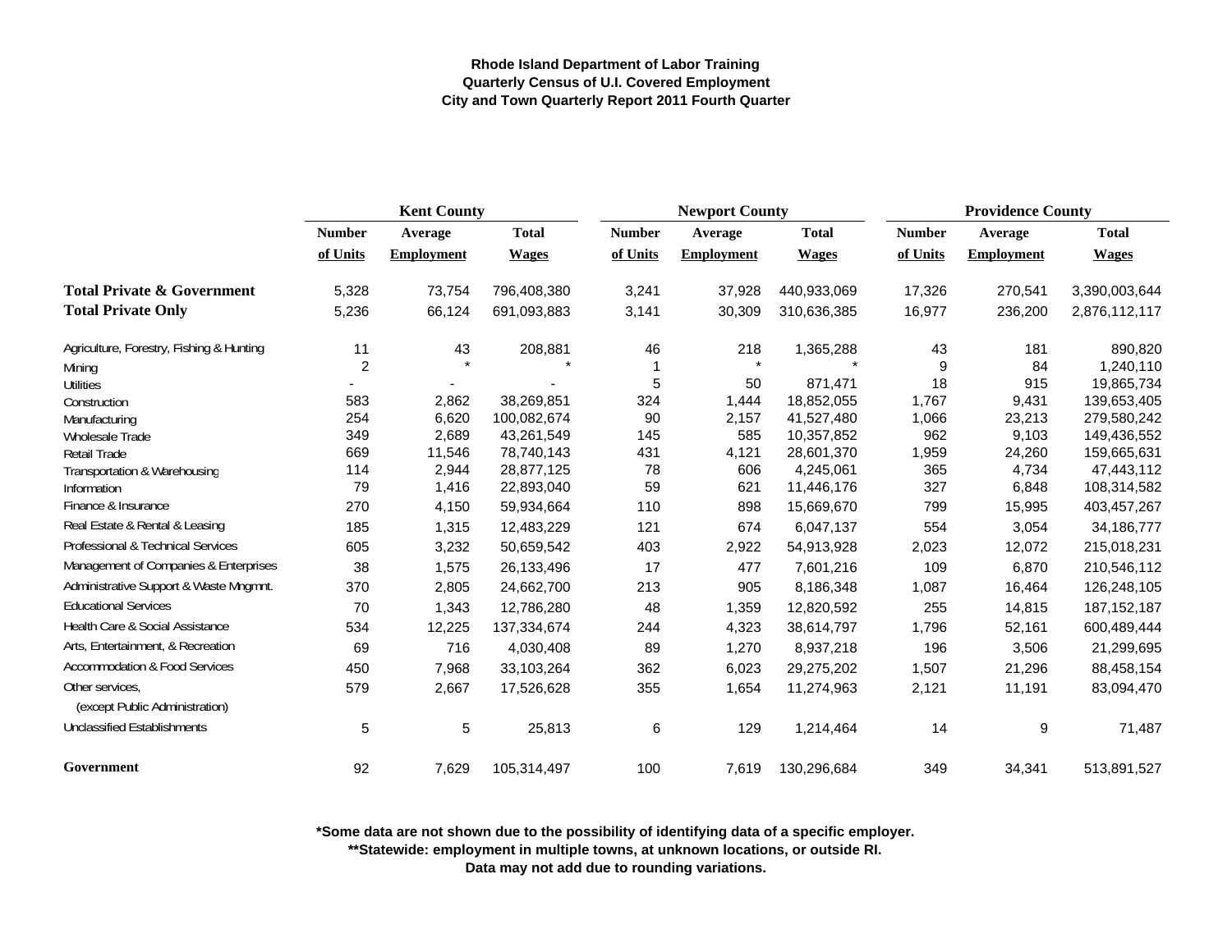**Rhode Island Department of Labor Training**
**Quarterly Census of U.I. Covered Employment**
**City and Town Quarterly Report 2011 Fourth Quarter**

| | Kent County | | | Newport County | | | Providence County | | |
|---|---|---|---|---|---|---|---|---|---|
| | Number of Units | Average Employment | Total Wages | Number of Units | Average Employment | Total Wages | Number of Units | Average Employment | Total Wages |
| **Total Private & Government** | 5,328 | 73,754 | 796,408,380 | 3,241 | 37,928 | 440,933,069 | 17,326 | 270,541 | 3,390,003,644 |
| **Total Private Only** | 5,236 | 66,124 | 691,093,883 | 3,141 | 30,309 | 310,636,385 | 16,977 | 236,200 | 2,876,112,117 |
| Agriculture, Forestry, Fishing & Hunting | 11 | 43 | 208,881 | 46 | 218 | 1,365,288 | 43 | 181 | 890,820 |
| Mining | 2 | * | * | 1 | * | * | 9 | 84 | 1,240,110 |
| Utilities | - | - | - | 5 | 50 | 871,471 | 18 | 915 | 19,865,734 |
| Construction | 583 | 2,862 | 38,269,851 | 324 | 1,444 | 18,852,055 | 1,767 | 9,431 | 139,653,405 |
| Manufacturing | 254 | 6,620 | 100,082,674 | 90 | 2,157 | 41,527,480 | 1,066 | 23,213 | 279,580,242 |
| Wholesale Trade | 349 | 2,689 | 43,261,549 | 145 | 585 | 10,357,852 | 962 | 9,103 | 149,436,552 |
| Retail Trade | 669 | 11,546 | 78,740,143 | 431 | 4,121 | 28,601,370 | 1,959 | 24,260 | 159,665,631 |
| Transportation & Warehousing | 114 | 2,944 | 28,877,125 | 78 | 606 | 4,245,061 | 365 | 4,734 | 47,443,112 |
| Information | 79 | 1,416 | 22,893,040 | 59 | 621 | 11,446,176 | 327 | 6,848 | 108,314,582 |
| Finance & Insurance | 270 | 4,150 | 59,934,664 | 110 | 898 | 15,669,670 | 799 | 15,995 | 403,457,267 |
| Real Estate & Rental & Leasing | 185 | 1,315 | 12,483,229 | 121 | 674 | 6,047,137 | 554 | 3,054 | 34,186,777 |
| Professional & Technical Services | 605 | 3,232 | 50,659,542 | 403 | 2,922 | 54,913,928 | 2,023 | 12,072 | 215,018,231 |
| Management of Companies & Enterprises | 38 | 1,575 | 26,133,496 | 17 | 477 | 7,601,216 | 109 | 6,870 | 210,546,112 |
| Administrative Support & Waste Mngmnt. | 370 | 2,805 | 24,662,700 | 213 | 905 | 8,186,348 | 1,087 | 16,464 | 126,248,105 |
| Educational Services | 70 | 1,343 | 12,786,280 | 48 | 1,359 | 12,820,592 | 255 | 14,815 | 187,152,187 |
| Health Care & Social Assistance | 534 | 12,225 | 137,334,674 | 244 | 4,323 | 38,614,797 | 1,796 | 52,161 | 600,489,444 |
| Arts, Entertainment, & Recreation | 69 | 716 | 4,030,408 | 89 | 1,270 | 8,937,218 | 196 | 3,506 | 21,299,695 |
| Accommodation & Food Services | 450 | 7,968 | 33,103,264 | 362 | 6,023 | 29,275,202 | 1,507 | 21,296 | 88,458,154 |
| Other services, (except Public Administration) | 579 | 2,667 | 17,526,628 | 355 | 1,654 | 11,274,963 | 2,121 | 11,191 | 83,094,470 |
| Unclassified Establishments | 5 | 5 | 25,813 | 6 | 129 | 1,214,464 | 14 | 9 | 71,487 |
| **Government** | 92 | 7,629 | 105,314,497 | 100 | 7,619 | 130,296,684 | 349 | 34,341 | 513,891,527 |

**\*Some data are not shown due to the possibility of identifying data of a specific employer.**
**\*\*Statewide: employment in multiple towns, at unknown locations, or outside RI.**
**Data may not add due to rounding variations.**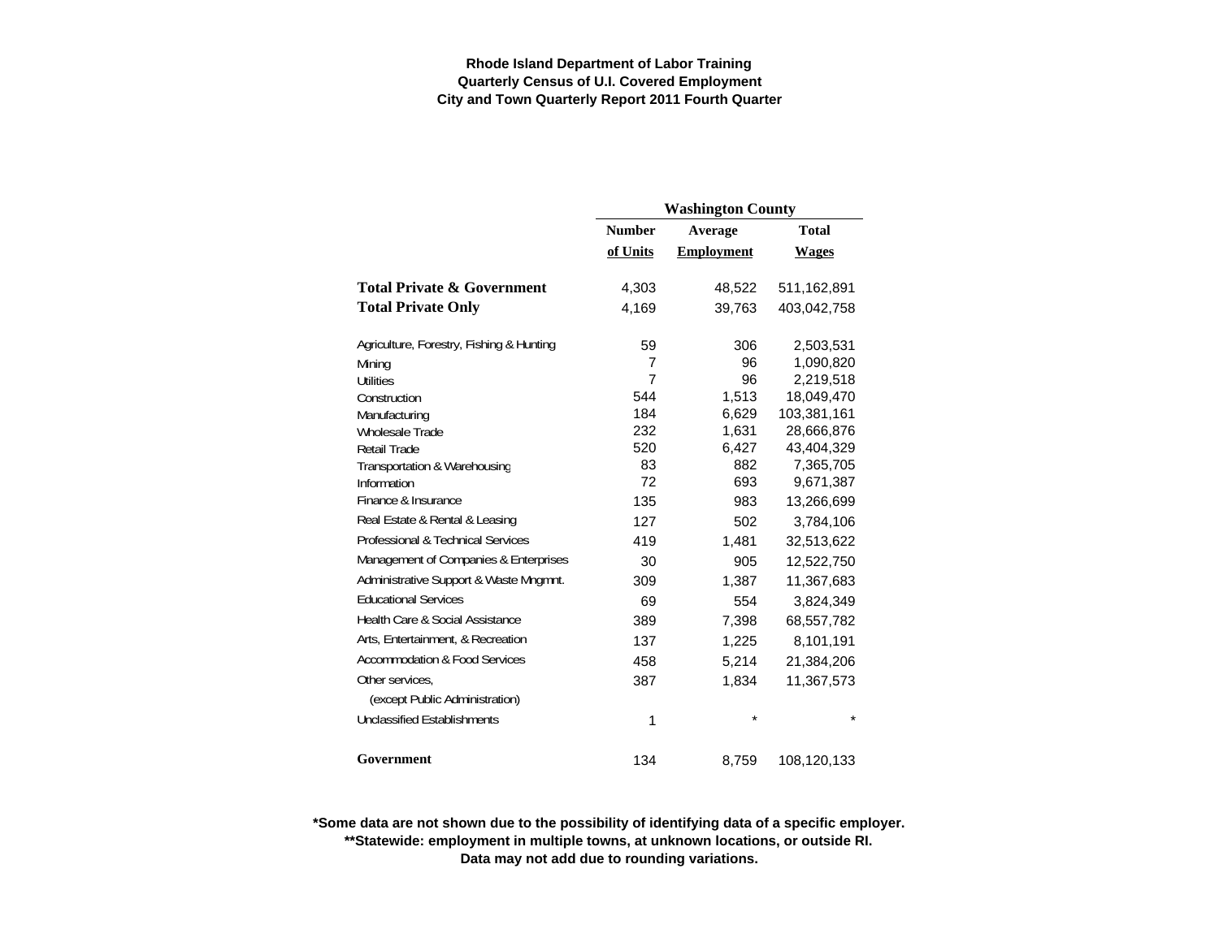**Rhode Island Department of Labor Training**
**Quarterly Census of U.I. Covered Employment**
**City and Town Quarterly Report 2011 Fourth Quarter**

| | Washington County | | |
|---|---|---|---|
| | Number of Units | Average Employment | Total Wages |
| **Total Private & Government** | 4,303 | 48,522 | 511,162,891 |
| **Total Private Only** | 4,169 | 39,763 | 403,042,758 |
| Agriculture, Forestry, Fishing & Hunting | 59 | 306 | 2,503,531 |
| Mining | 7 | 96 | 1,090,820 |
| Utilities | 7 | 96 | 2,219,518 |
| Construction | 544 | 1,513 | 18,049,470 |
| Manufacturing | 184 | 6,629 | 103,381,161 |
| Wholesale Trade | 232 | 1,631 | 28,666,876 |
| Retail Trade | 520 | 6,427 | 43,404,329 |
| Transportation & Warehousing | 83 | 882 | 7,365,705 |
| Information | 72 | 693 | 9,671,387 |
| Finance & Insurance | 135 | 983 | 13,266,699 |
| Real Estate & Rental & Leasing | 127 | 502 | 3,784,106 |
| Professional & Technical Services | 419 | 1,481 | 32,513,622 |
| Management of Companies & Enterprises | 30 | 905 | 12,522,750 |
| Administrative Support & Waste Mngmnt. | 309 | 1,387 | 11,367,683 |
| Educational Services | 69 | 554 | 3,824,349 |
| Health Care & Social Assistance | 389 | 7,398 | 68,557,782 |
| Arts, Entertainment, & Recreation | 137 | 1,225 | 8,101,191 |
| Accommodation & Food Services | 458 | 5,214 | 21,384,206 |
| Other services, (except Public Administration) | 387 | 1,834 | 11,367,573 |
| Unclassified Establishments | 1 | * | * |
| **Government** | 134 | 8,759 | 108,120,133 |

**\*Some data are not shown due to the possibility of identifying data of a specific employer.**
**\*\*Statewide: employment in multiple towns, at unknown locations, or outside RI.**
**Data may not add due to rounding variations.**